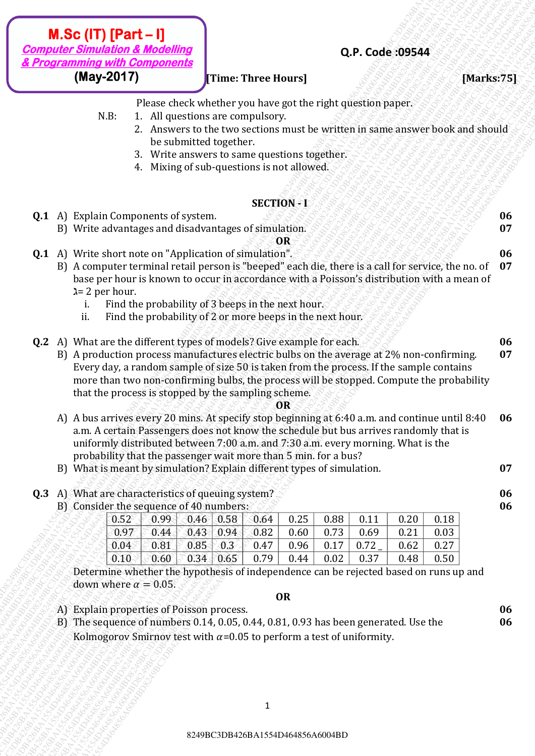**M.Sc (IT) [Part – I]**
***Computer Simulation & Modelling & Programming with Components***
**(May-2017)**

**Q.P. Code :09544**

**[Time: Three Hours]** **[Marks:75]**

Please check whether you have got the right question paper.

N.B:
1. All questions are compulsory.
2. Answers to the two sections must be written in same answer book and should be submitted together.
3. Write answers to same questions together.
4. Mixing of sub-questions is not allowed.

## SECTION - I

**Q.1** A) Explain Components of system. **06**

B) Write advantages and disadvantages of simulation. **07**

**OR**

**Q.1** A) Write short note on "Application of simulation". **06**

B) A computer terminal retail person is "beeped" each die, there is a call for service, the no. of base per hour is known to occur in accordance with a Poisson's distribution with a mean of $\lambda$= 2 per hour. **07**

i. Find the probability of 3 beeps in the next hour.

ii. Find the probability of 2 or more beeps in the next hour.

**Q.2** A) What are the different types of models? Give example for each. **06**

B) A production process manufactures electric bulbs on the average at 2% non-confirming. Every day, a random sample of size 50 is taken from the process. If the sample contains more than two non-confirming bulbs, the process will be stopped. Compute the probability that the process is stopped by the sampling scheme. **07**

**OR**

A) A bus arrives every 20 mins. At specify stop beginning at 6:40 a.m. and continue until 8:40 a.m. A certain Passengers does not know the schedule but bus arrives randomly that is uniformly distributed between 7:00 a.m. and 7:30 a.m. every morning. What is the probability that the passenger wait more than 5 min. for a bus? **06**

B) What is meant by simulation? Explain different types of simulation. **07**

**Q.3** A) What are characteristics of queuing system? **06**

B) Consider the sequence of 40 numbers: **06**

| 0.52 | 0.99 | 0.46 | 0.58 | 0.64 | 0.25 | 0.88 | 0.11 | 0.20 | 0.18 |
|---|---|---|---|---|---|---|---|---|---|
| 0.97 | 0.44 | 0.43 | 0.94 | 0.82 | 0.60 | 0.73 | 0.69 | 0.21 | 0.03 |
| 0.04 | 0.81 | 0.85 | 0.3 | 0.47 | 0.96 | 0.17 | 0.72 _ | 0.62 | 0.27 |
| 0.10 | 0.60 | 0.34 | 0.65 | 0.79 | 0.44 | 0.02 | 0.37 | 0.48 | 0.50 |

Determine whether the hypothesis of independence can be rejected based on runs up and down where $\alpha = 0.05$.

**OR**

A) Explain properties of Poisson process. **06**

B) The sequence of numbers 0.14, 0.05, 0.44, 0.81, 0.93 has been generated. Use the Kolmogorov Smirnov test with $\alpha$=0.05 to perform a test of uniformity. **06**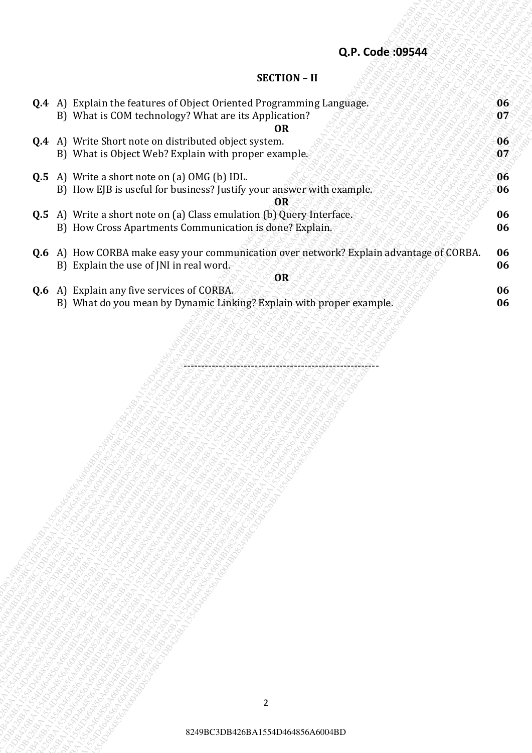**Q.P. Code :09544**

**SECTION – II**

| | | | |
|---|---|---|---|
| **Q.4** | A) | Explain the features of Object Oriented Programming Language. | **06** |
| | B) | What is COM technology? What are its Application? | **07** |
| | | **OR** | |
| **Q.4** | A) | Write Short note on distributed object system. | **06** |
| | B) | What is Object Web? Explain with proper example. | **07** |
| **Q.5** | A) | Write a short note on (a) OMG (b) IDL. | **06** |
| | B) | How EJB is useful for business? Justify your answer with example. | **06** |
| | | **OR** | |
| **Q.5** | A) | Write a short note on (a) Class emulation (b) Query Interface. | **06** |
| | B) | How Cross Apartments Communication is done? Explain. | **06** |
| **Q.6** | A) | How CORBA make easy your communication over network? Explain advantage of CORBA. | **06** |
| | B) | Explain the use of JNI in real word. | **06** |
| | | **OR** | |
| **Q.6** | A) | Explain any five services of CORBA. | **06** |
| | B) | What do you mean by Dynamic Linking? Explain with proper example. | **06** |

---

8249BC3DB426BA1554D464856A6004BD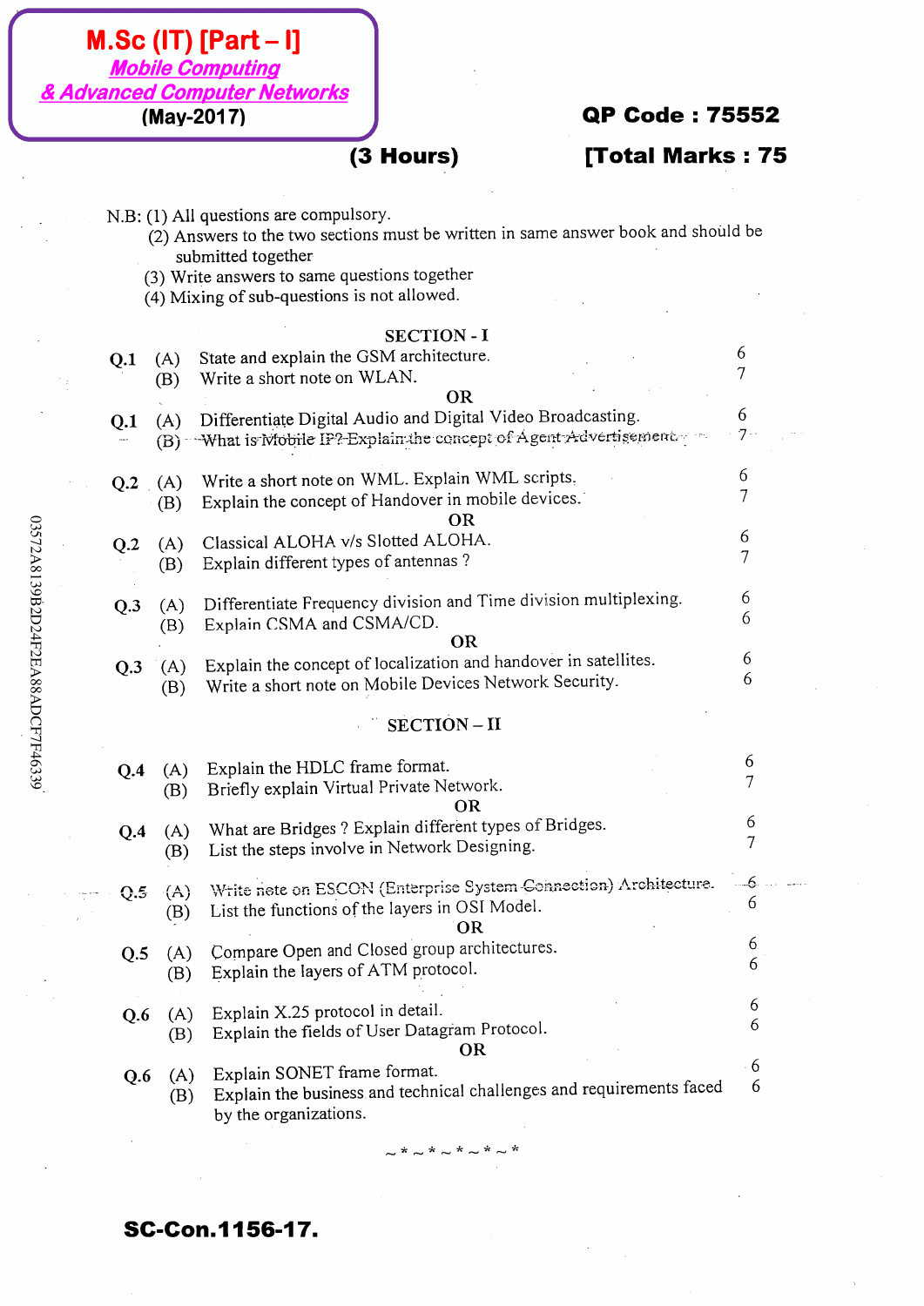**M.Sc (IT) [Part – I]**
***Mobile Computing***
***& Advanced Computer Networks***
**(May-2017)**

**QP Code : 75552**

**(3 Hours)** **[Total Marks : 75**

N.B: (1) All questions are compulsory.
(2) Answers to the two sections must be written in same answer book and should be submitted together
(3) Write answers to same questions together
(4) Mixing of sub-questions is not allowed.

## SECTION - I

| | | | |
|---|---|---|---|
| **Q.1** | (A) | State and explain the GSM architecture. | 6 |
| | (B) | Write a short note on WLAN. | 7 |
| | | **OR** | |
| **Q.1** | (A) | Differentiate Digital Audio and Digital Video Broadcasting. | 6 |
| | (B) | What is Mobile IP? Explain the concept of Agent Advertisement. | 7 |
| **Q.2** | (A) | Write a short note on WML. Explain WML scripts. | 6 |
| | (B) | Explain the concept of Handover in mobile devices. | 7 |
| | | **OR** | |
| **Q.2** | (A) | Classical ALOHA v/s Slotted ALOHA. | 6 |
| | (B) | Explain different types of antennas ? | 7 |
| **Q.3** | (A) | Differentiate Frequency division and Time division multiplexing. | 6 |
| | (B) | Explain CSMA and CSMA/CD. | 6 |
| | | **OR** | |
| **Q.3** | (A) | Explain the concept of localization and handover in satellites. | 6 |
| | (B) | Write a short note on Mobile Devices Network Security. | 6 |

## SECTION – II

| | | | |
|---|---|---|---|
| **Q.4** | (A) | Explain the HDLC frame format. | 6 |
| | (B) | Briefly explain Virtual Private Network. | 7 |
| | | **OR** | |
| **Q.4** | (A) | What are Bridges ? Explain different types of Bridges. | 6 |
| | (B) | List the steps involve in Network Designing. | 7 |
| **Q.5** | (A) | Write note on ESCON (Enterprise System Connection) Architecture. | 6 |
| | (B) | List the functions of the layers in OSI Model. | 6 |
| | | **OR** | |
| **Q.5** | (A) | Compare Open and Closed group architectures. | 6 |
| | (B) | Explain the layers of ATM protocol. | 6 |
| **Q.6** | (A) | Explain X.25 protocol in detail. | 6 |
| | (B) | Explain the fields of User Datagram Protocol. | 6 |
| | | **OR** | |
| **Q.6** | (A) | Explain SONET frame format. | 6 |
| | (B) | Explain the business and technical challenges and requirements faced by the organizations. | 6 |

~*~*~*~*~*

**SC-Con.1156-17.**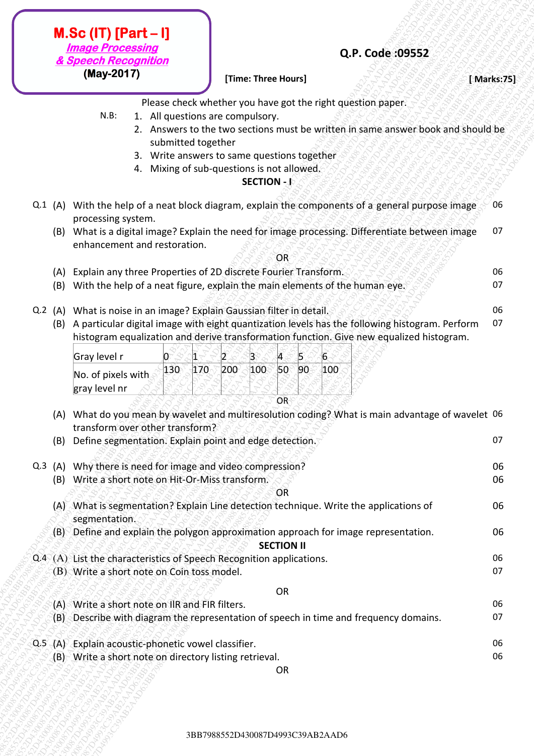**M.Sc (IT) [Part – I]**
***Image Processing***
***& Speech Recognition***
**(May-2017)**

**Q.P. Code :09552**

**[Time: Three Hours]** **[ Marks:75]**

Please check whether you have got the right question paper.

N.B:
1. All questions are compulsory.
2. Answers to the two sections must be written in same answer book and should be submitted together
3. Write answers to same questions together
4. Mixing of sub-questions is not allowed.

## SECTION - I

Q.1 (A) With the help of a neat block diagram, explain the components of a general purpose image processing system. **06**

(B) What is a digital image? Explain the need for image processing. Differentiate between image enhancement and restoration. **07**

OR

(A) Explain any three Properties of 2D discrete Fourier Transform. **06**

(B) With the help of a neat figure, explain the main elements of the human eye. **07**

Q.2 (A) What is noise in an image? Explain Gaussian filter in detail. **06**

(B) A particular digital image with eight quantization levels has the following histogram. Perform histogram equalization and derive transformation function. Give new equalized histogram. **07**

| Gray level r | 0 | 1 | 2 | 3 | 4 | 5 | 6 |
|---|---|---|---|---|---|---|---|
| No. of pixels with gray level nr | 130 | 170 | 200 | 100 | 50 | 90 | 100 |

OR

(A) What do you mean by wavelet and multiresolution coding? What is main advantage of wavelet transform over other transform? **06**

(B) Define segmentation. Explain point and edge detection. **07**

Q.3 (A) Why there is need for image and video compression? **06**

(B) Write a short note on Hit-Or-Miss transform. **06**

OR

(A) What is segmentation? Explain Line detection technique. Write the applications of segmentation. **06**

(B) Define and explain the polygon approximation approach for image representation. **06**

## SECTION II

Q.4 (A) List the characteristics of Speech Recognition applications. **06**

(B) Write a short note on Coin toss model. **07**

OR

(A) Write a short note on IIR and FIR filters. **06**

(B) Describe with diagram the representation of speech in time and frequency domains. **07**

Q.5 (A) Explain acoustic-phonetic vowel classifier. **06**

(B) Write a short note on directory listing retrieval. **06**

OR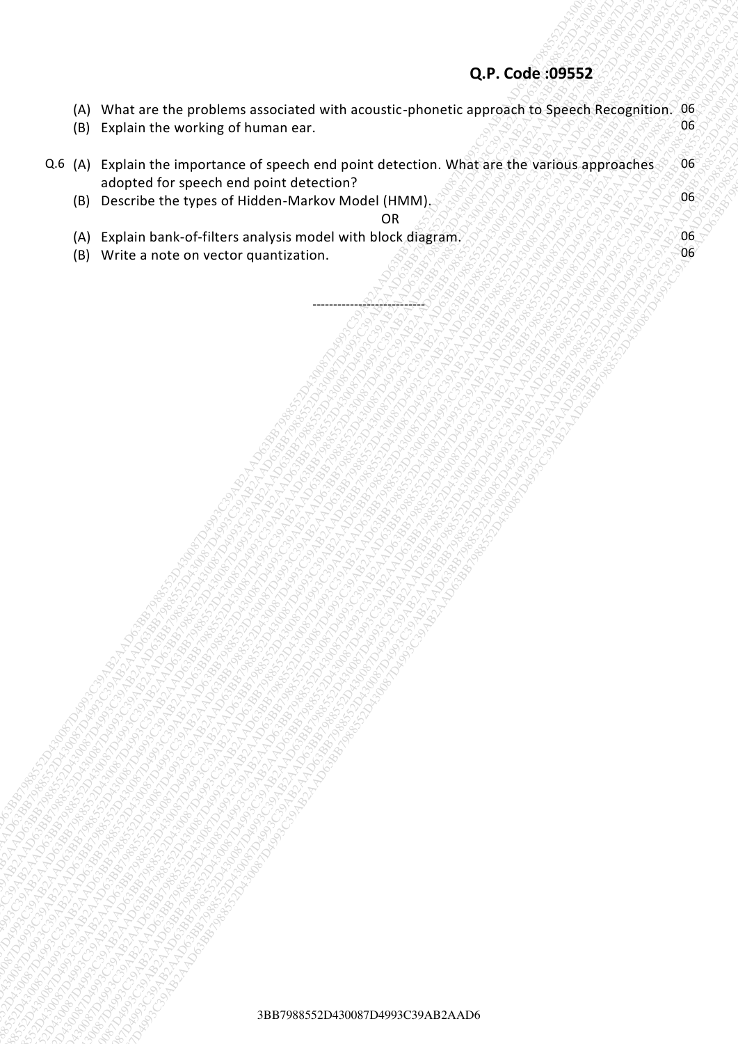(A) What are the problems associated with acoustic-phonetic approach to Speech Recognition. 06

(B) Explain the working of human ear. 06

Q.6 (A) Explain the importance of speech end point detection. What are the various approaches adopted for speech end point detection? 06

(B) Describe the types of Hidden-Markov Model (HMM). 06

OR

(A) Explain bank-of-filters analysis model with block diagram. 06

(B) Write a note on vector quantization. 06

---------------------------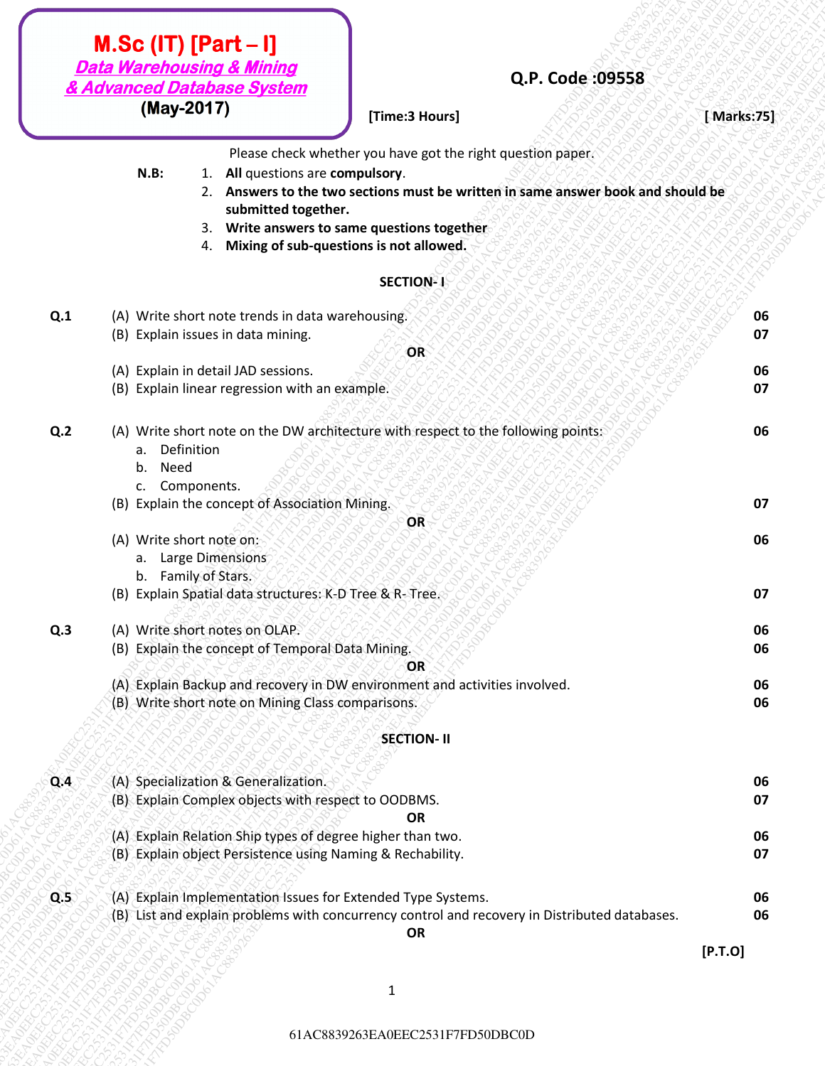**M.Sc (IT) [Part – I]**
***Data Warehousing & Mining***
***& Advanced Database System***
**(May-2017)**

**Q.P. Code :09558**

**[Time:3 Hours]** **[ Marks:75]**

Please check whether you have got the right question paper.

**N.B:**
1. **All** questions are **compulsory**.
2. **Answers to the two sections must be written in same answer book and should be submitted together.**
3. **Write answers to same questions together**
4. **Mixing of sub-questions is not allowed.**

**SECTION- I**

**Q.1**
(A) Write short note trends in data warehousing. **06**
(B) Explain issues in data mining. **07**

**OR**

(A) Explain in detail JAD sessions. **06**
(B) Explain linear regression with an example. **07**

**Q.2**
(A) Write short note on the DW architecture with respect to the following points: **06**
   a. Definition
   b. Need
   c. Components.
(B) Explain the concept of Association Mining. **07**

**OR**

(A) Write short note on: **06**
   a. Large Dimensions
   b. Family of Stars.
(B) Explain Spatial data structures: K-D Tree & R- Tree. **07**

**Q.3**
(A) Write short notes on OLAP. **06**
(B) Explain the concept of Temporal Data Mining. **06**

**OR**

(A) Explain Backup and recovery in DW environment and activities involved. **06**
(B) Write short note on Mining Class comparisons. **06**

**SECTION- II**

**Q.4**
(A) Specialization & Generalization. **06**
(B) Explain Complex objects with respect to OODBMS. **07**

**OR**

(A) Explain Relation Ship types of degree higher than two. **06**
(B) Explain object Persistence using Naming & Rechability. **07**

**Q.5**
(A) Explain Implementation Issues for Extended Type Systems. **06**
(B) List and explain problems with concurrency control and recovery in Distributed databases. **06**

**OR**

**[P.T.O]**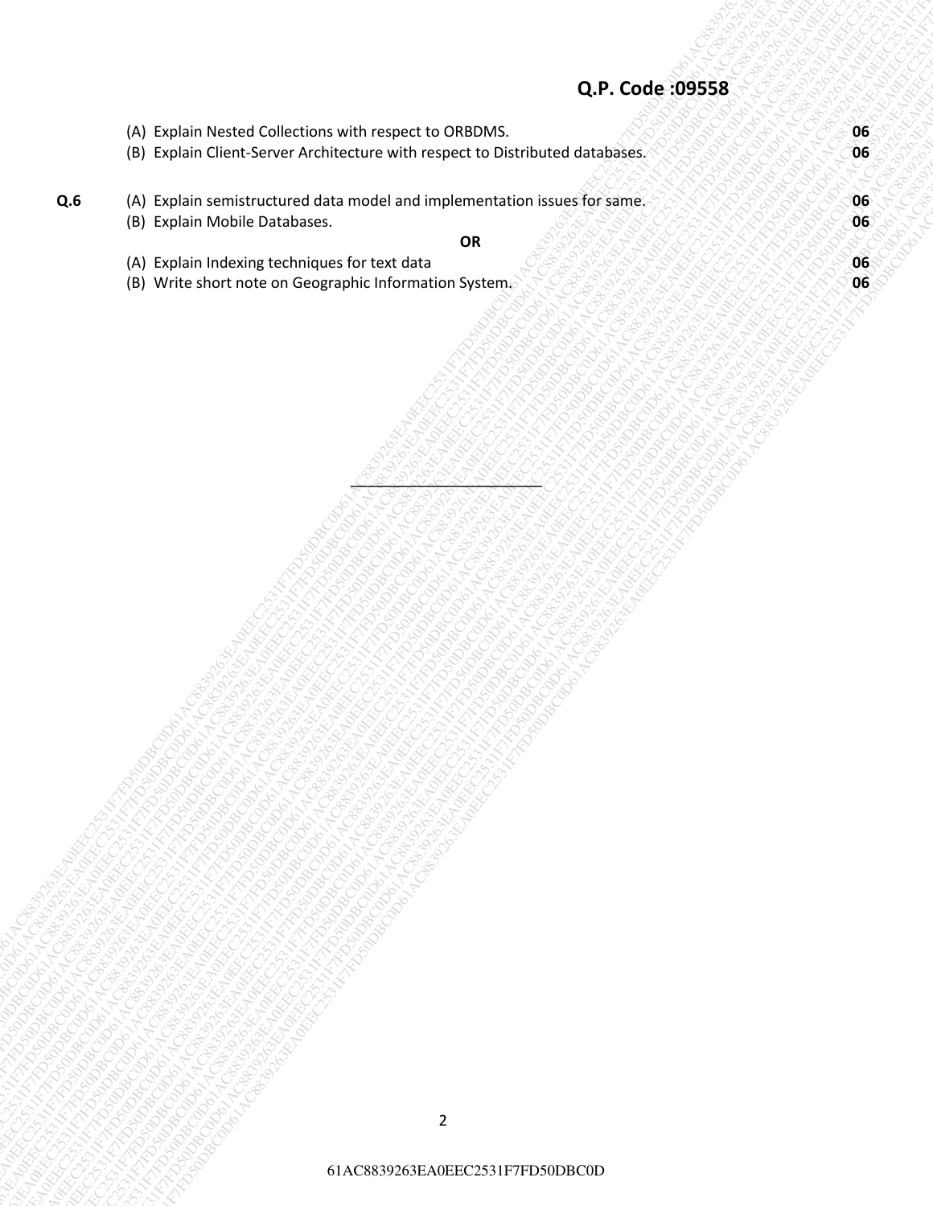(A) Explain Nested Collections with respect to ORBDMS. **06**

(B) Explain Client-Server Architecture with respect to Distributed databases. **06**

**Q.6** (A) Explain semistructured data model and implementation issues for same. **06**

(B) Explain Mobile Databases. **06**

**OR**

(A) Explain Indexing techniques for text data **06**

(B) Write short note on Geographic Information System. **06**

---

61AC8839263EA0EEC2531F7FD50DBC0D